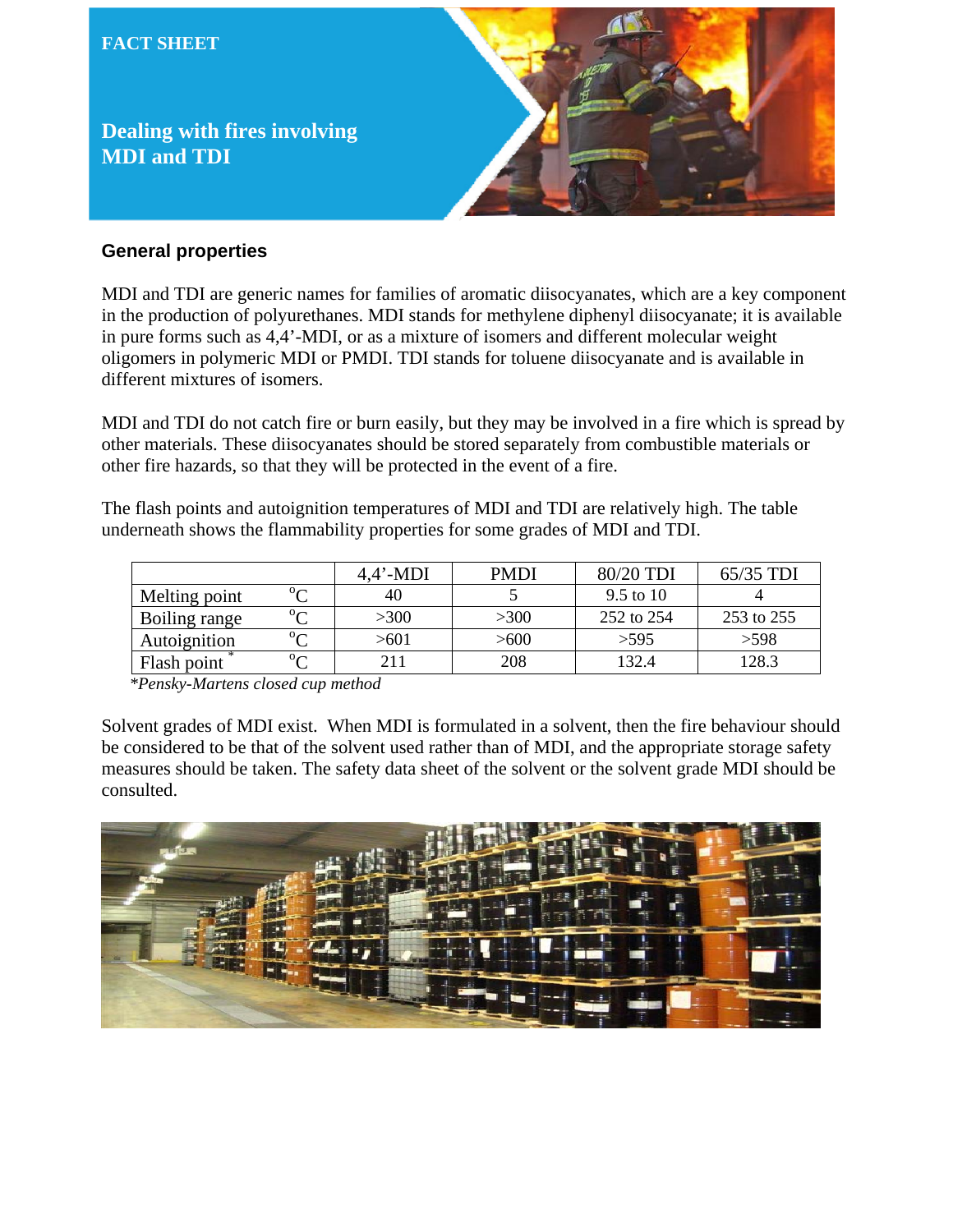FACT SHEET

# Dealing with fires involving MDI and TDI

## General properties

MDI and TDI are generic names for families of aromatic diisocyanates, which are a key component in the production of polyurethanes. MDI stands for methylene diphenyl diisocyanate; it is available in pure forms such as 4,4'-MDI, or as a mixture of isomers and different molecular weight oligomers in polymeric MDI or PMDI. TDI stands for toluene diisocyanate and is available in different mixtures of isomers.

MDI and TDI do not catch fire or burn easily, but they may be involved in a fire which is spread by other materials. These diisocyanates should be stored separately from combustible materials or other fire hazards, so that they will be protected in the event of a fire.

The flash points and autoignition temperatures of MDI and TDI are relatively high. The table underneath shows the flammability properties for some grades of MDI and TDI.

| | | 4,4'-MDI | PMDI | 80/20 TDI | 65/35 TDI |
|---|---|---|---|---|---|
| Melting point | °C | 40 | 5 | 9.5 to 10 | 4 |
| Boiling range | °C | >300 | >300 | 252 to 254 | 253 to 255 |
| Autoignition | °C | >601 | >600 | >595 | >598 |
| Flash point * | °C | 211 | 208 | 132.4 | 128.3 |

*\*Pensky-Martens closed cup method*

Solvent grades of MDI exist. When MDI is formulated in a solvent, then the fire behaviour should be considered to be that of the solvent used rather than of MDI, and the appropriate storage safety measures should be taken. The safety data sheet of the solvent or the solvent grade MDI should be consulted.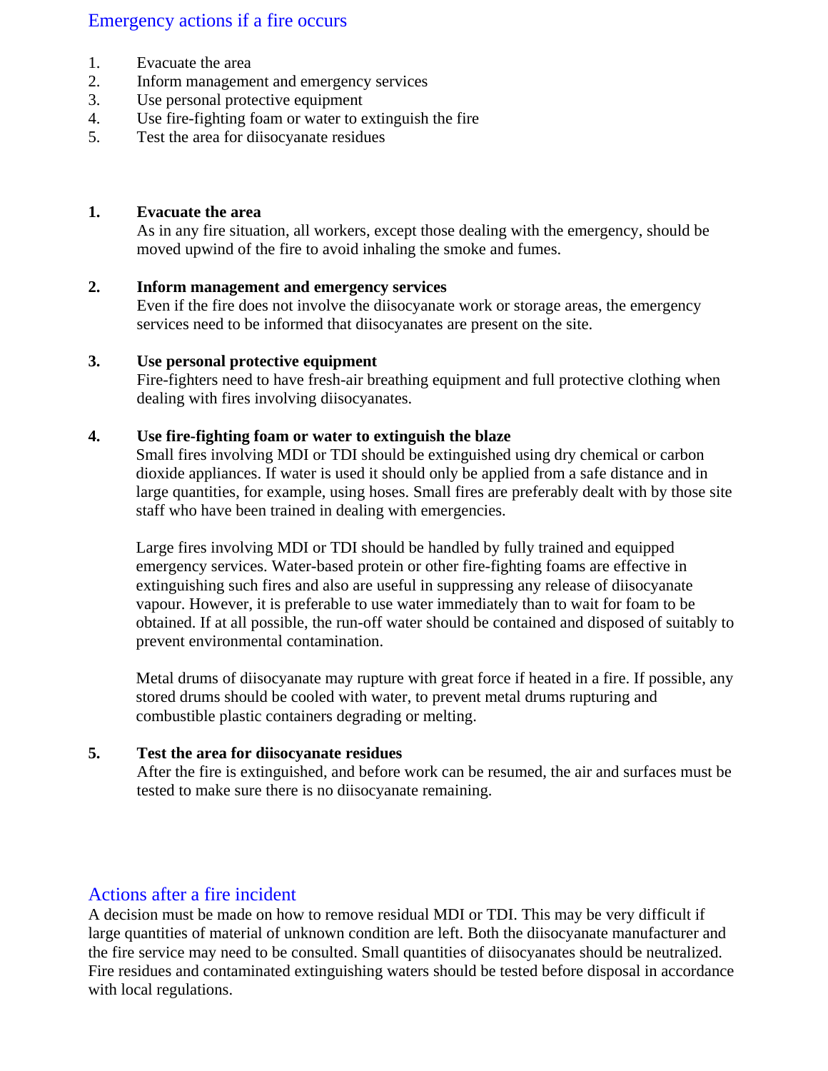## Emergency actions if a fire occurs

1. Evacuate the area
2. Inform management and emergency services
3. Use personal protective equipment
4. Use fire-fighting foam or water to extinguish the fire
5. Test the area for diisocyanate residues

**1. Evacuate the area**

As in any fire situation, all workers, except those dealing with the emergency, should be moved upwind of the fire to avoid inhaling the smoke and fumes.

**2. Inform management and emergency services**

Even if the fire does not involve the diisocyanate work or storage areas, the emergency services need to be informed that diisocyanates are present on the site.

**3. Use personal protective equipment**

Fire-fighters need to have fresh-air breathing equipment and full protective clothing when dealing with fires involving diisocyanates.

**4. Use fire-fighting foam or water to extinguish the blaze**

Small fires involving MDI or TDI should be extinguished using dry chemical or carbon dioxide appliances. If water is used it should only be applied from a safe distance and in large quantities, for example, using hoses. Small fires are preferably dealt with by those site staff who have been trained in dealing with emergencies.

Large fires involving MDI or TDI should be handled by fully trained and equipped emergency services. Water-based protein or other fire-fighting foams are effective in extinguishing such fires and also are useful in suppressing any release of diisocyanate vapour. However, it is preferable to use water immediately than to wait for foam to be obtained. If at all possible, the run-off water should be contained and disposed of suitably to prevent environmental contamination.

Metal drums of diisocyanate may rupture with great force if heated in a fire. If possible, any stored drums should be cooled with water, to prevent metal drums rupturing and combustible plastic containers degrading or melting.

**5. Test the area for diisocyanate residues**

After the fire is extinguished, and before work can be resumed, the air and surfaces must be tested to make sure there is no diisocyanate remaining.

## Actions after a fire incident

A decision must be made on how to remove residual MDI or TDI. This may be very difficult if large quantities of material of unknown condition are left. Both the diisocyanate manufacturer and the fire service may need to be consulted. Small quantities of diisocyanates should be neutralized. Fire residues and contaminated extinguishing waters should be tested before disposal in accordance with local regulations.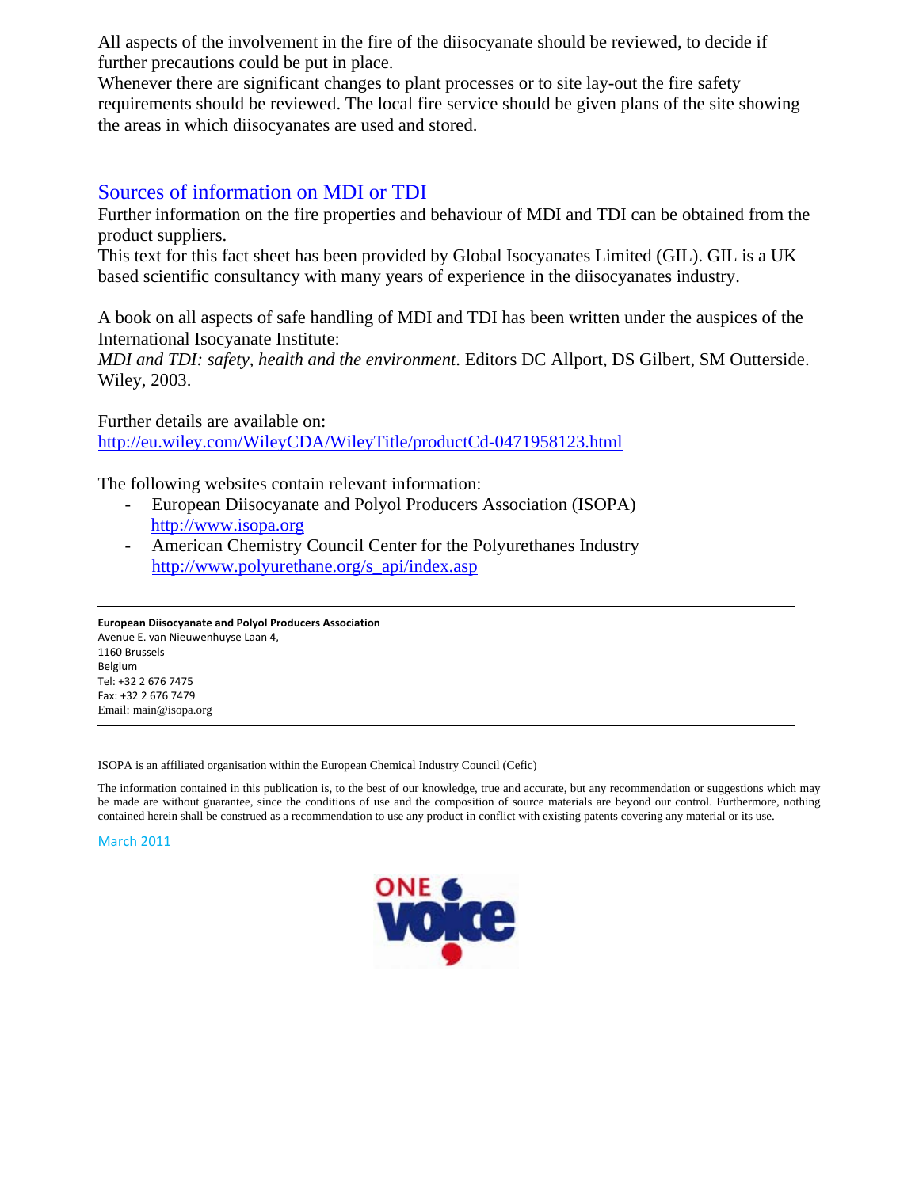All aspects of the involvement in the fire of the diisocyanate should be reviewed, to decide if further precautions could be put in place.

Whenever there are significant changes to plant processes or to site lay-out the fire safety requirements should be reviewed. The local fire service should be given plans of the site showing the areas in which diisocyanates are used and stored.

## Sources of information on MDI or TDI

Further information on the fire properties and behaviour of MDI and TDI can be obtained from the product suppliers.

This text for this fact sheet has been provided by Global Isocyanates Limited (GIL). GIL is a UK based scientific consultancy with many years of experience in the diisocyanates industry.

A book on all aspects of safe handling of MDI and TDI has been written under the auspices of the International Isocyanate Institute:

*MDI and TDI: safety, health and the environment*. Editors DC Allport, DS Gilbert, SM Outterside. Wiley, 2003.

Further details are available on:
http://eu.wiley.com/WileyCDA/WileyTitle/productCd-0471958123.html

The following websites contain relevant information:

- European Diisocyanate and Polyol Producers Association (ISOPA) http://www.isopa.org
- American Chemistry Council Center for the Polyurethanes Industry http://www.polyurethane.org/s_api/index.asp

---

**European Diisocyanate and Polyol Producers Association**
Avenue E. van Nieuwenhuyse Laan 4,
1160 Brussels
Belgium
Tel: +32 2 676 7475
Fax: +32 2 676 7479
Email: main@isopa.org

---

ISOPA is an affiliated organisation within the European Chemical Industry Council (Cefic)

The information contained in this publication is, to the best of our knowledge, true and accurate, but any recommendation or suggestions which may be made are without guarantee, since the conditions of use and the composition of source materials are beyond our control. Furthermore, nothing contained herein shall be construed as a recommendation to use any product in conflict with existing patents covering any material or its use.

March 2011

ONE voice